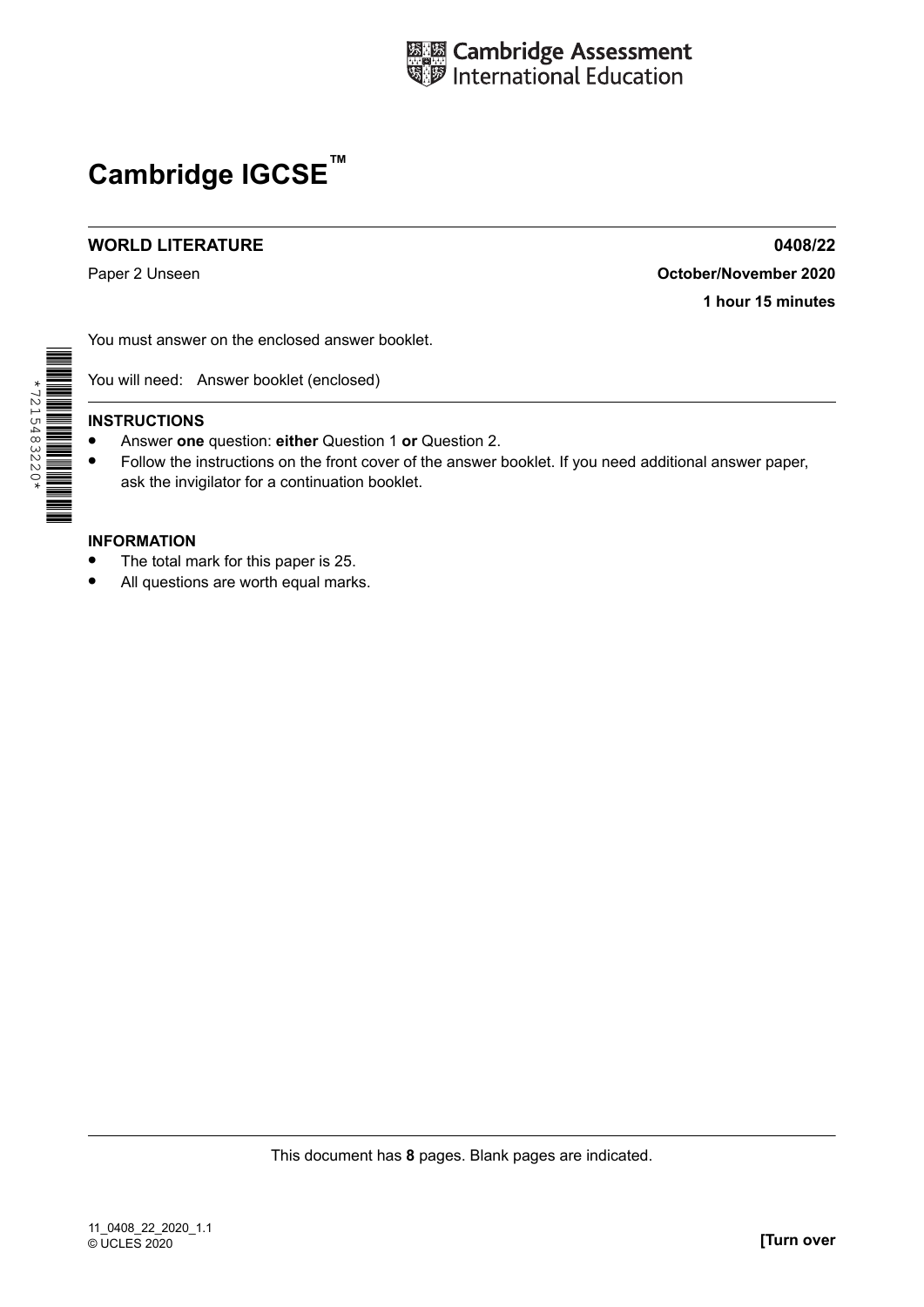Cambridge Assessment International Education

# Cambridge IGCSE™

**WORLD LITERATURE** **0408/22**

Paper 2 Unseen **October/November 2020**

**1 hour 15 minutes**

You must answer on the enclosed answer booklet.

You will need: Answer booklet (enclosed)

**INSTRUCTIONS**

- Answer **one** question: **either** Question 1 **or** Question 2.
- Follow the instructions on the front cover of the answer booklet. If you need additional answer paper, ask the invigilator for a continuation booklet.

**INFORMATION**

- The total mark for this paper is 25.
- All questions are worth equal marks.

This document has **8** pages. Blank pages are indicated.

11_0408_22_2020_1.1
© UCLES 2020

**[Turn over**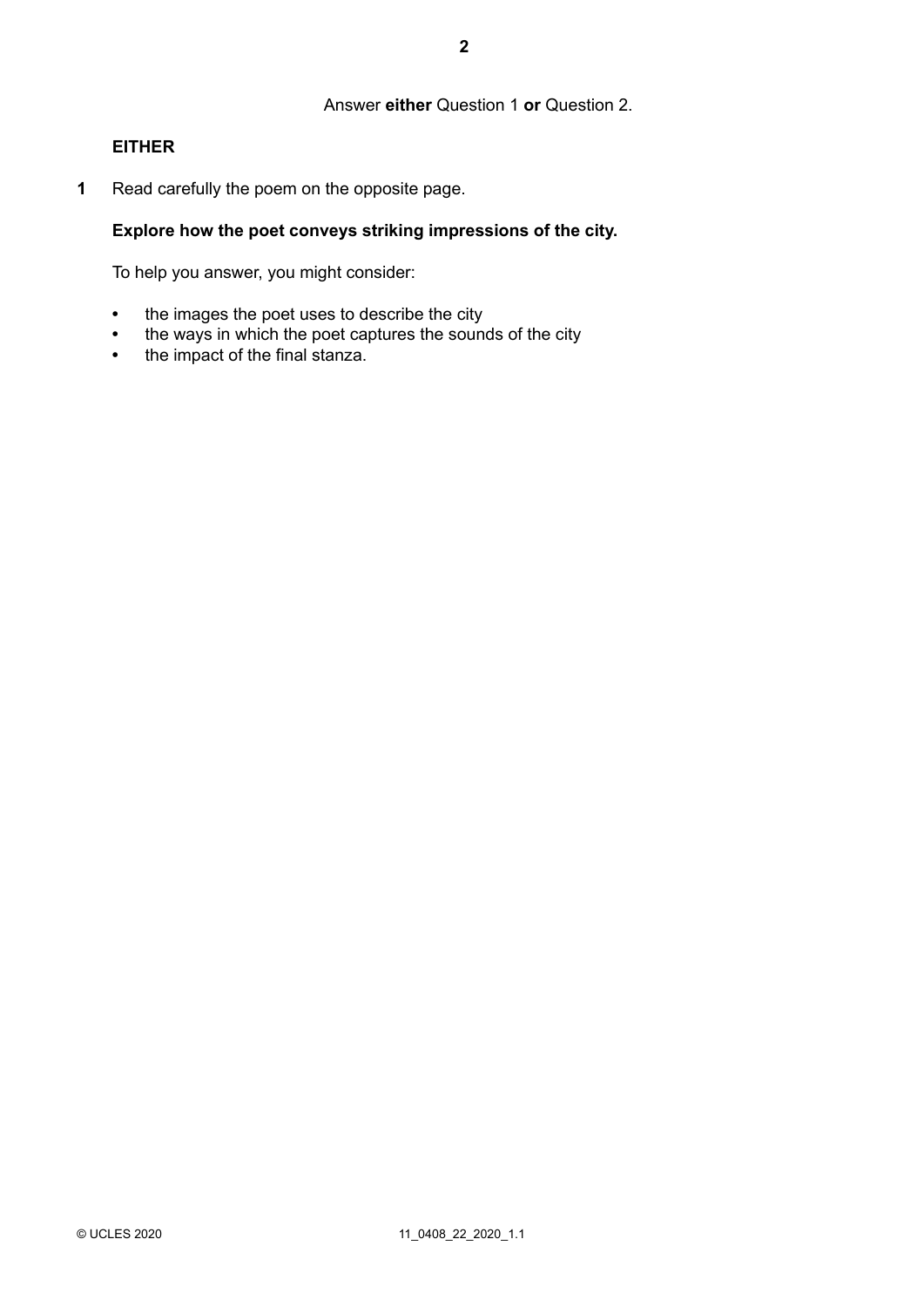Answer **either** Question 1 **or** Question 2.

**EITHER**

**1** Read carefully the poem on the opposite page.

**Explore how the poet conveys striking impressions of the city.**

To help you answer, you might consider:

- the images the poet uses to describe the city
- the ways in which the poet captures the sounds of the city
- the impact of the final stanza.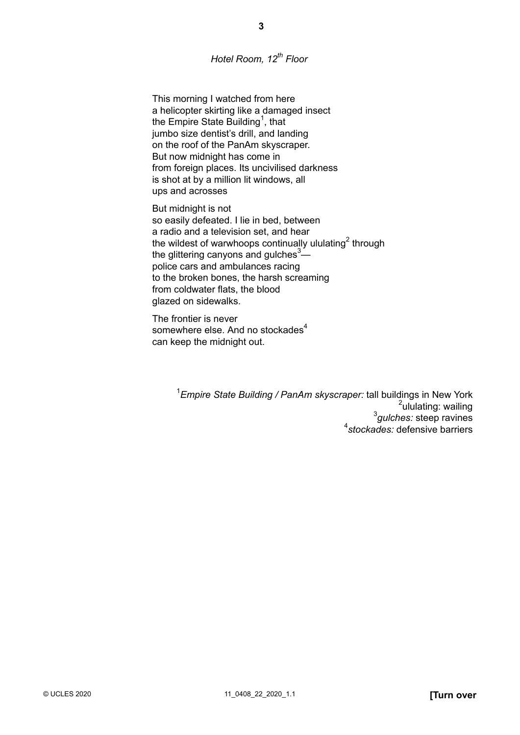*Hotel Room, 12th Floor*

This morning I watched from here  
a helicopter skirting like a damaged insect  
the Empire State Building[1], that  
jumbo size dentist's drill, and landing  
on the roof of the PanAm skyscraper.  
But now midnight has come in  
from foreign places. Its uncivilised darkness  
is shot at by a million lit windows, all  
ups and acrosses

But midnight is not  
so easily defeated. I lie in bed, between  
a radio and a television set, and hear  
the wildest of warwhoops continually ululating[2] through  
the glittering canyons and gulches[3]—  
police cars and ambulances racing  
to the broken bones, the harsh screaming  
from coldwater flats, the blood  
glazed on sidewalks.

The frontier is never  
somewhere else. And no stockades[4]  
can keep the midnight out.

[1]*Empire State Building / PanAm skyscraper:* tall buildings in New York  
[2]ululating: wailing  
[3]*gulches:* steep ravines  
[4]*stockades:* defensive barriers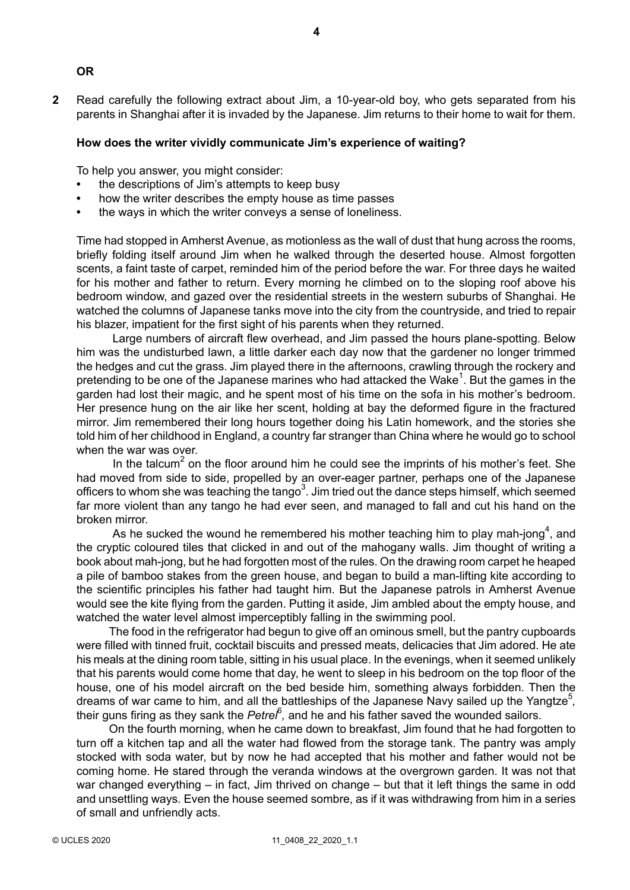**OR**

**2** Read carefully the following extract about Jim, a 10-year-old boy, who gets separated from his parents in Shanghai after it is invaded by the Japanese. Jim returns to their home to wait for them.

**How does the writer vividly communicate Jim's experience of waiting?**

To help you answer, you might consider:

- the descriptions of Jim's attempts to keep busy
- how the writer describes the empty house as time passes
- the ways in which the writer conveys a sense of loneliness.

Time had stopped in Amherst Avenue, as motionless as the wall of dust that hung across the rooms, briefly folding itself around Jim when he walked through the deserted house. Almost forgotten scents, a faint taste of carpet, reminded him of the period before the war. For three days he waited for his mother and father to return. Every morning he climbed on to the sloping roof above his bedroom window, and gazed over the residential streets in the western suburbs of Shanghai. He watched the columns of Japanese tanks move into the city from the countryside, and tried to repair his blazer, impatient for the first sight of his parents when they returned.

Large numbers of aircraft flew overhead, and Jim passed the hours plane-spotting. Below him was the undisturbed lawn, a little darker each day now that the gardener no longer trimmed the hedges and cut the grass. Jim played there in the afternoons, crawling through the rockery and pretending to be one of the Japanese marines who had attacked the Wake[1]. But the games in the garden had lost their magic, and he spent most of his time on the sofa in his mother's bedroom. Her presence hung on the air like her scent, holding at bay the deformed figure in the fractured mirror. Jim remembered their long hours together doing his Latin homework, and the stories she told him of her childhood in England, a country far stranger than China where he would go to school when the war was over.

In the talcum[2] on the floor around him he could see the imprints of his mother's feet. She had moved from side to side, propelled by an over-eager partner, perhaps one of the Japanese officers to whom she was teaching the tango[3]. Jim tried out the dance steps himself, which seemed far more violent than any tango he had ever seen, and managed to fall and cut his hand on the broken mirror.

As he sucked the wound he remembered his mother teaching him to play mah-jong[4], and the cryptic coloured tiles that clicked in and out of the mahogany walls. Jim thought of writing a book about mah-jong, but he had forgotten most of the rules. On the drawing room carpet he heaped a pile of bamboo stakes from the green house, and began to build a man-lifting kite according to the scientific principles his father had taught him. But the Japanese patrols in Amherst Avenue would see the kite flying from the garden. Putting it aside, Jim ambled about the empty house, and watched the water level almost imperceptibly falling in the swimming pool.

The food in the refrigerator had begun to give off an ominous smell, but the pantry cupboards were filled with tinned fruit, cocktail biscuits and pressed meats, delicacies that Jim adored. He ate his meals at the dining room table, sitting in his usual place. In the evenings, when it seemed unlikely that his parents would come home that day, he went to sleep in his bedroom on the top floor of the house, one of his model aircraft on the bed beside him, something always forbidden. Then the dreams of war came to him, and all the battleships of the Japanese Navy sailed up the Yangtze[5], their guns firing as they sank the *Petrel*[6], and he and his father saved the wounded sailors.

On the fourth morning, when he came down to breakfast, Jim found that he had forgotten to turn off a kitchen tap and all the water had flowed from the storage tank. The pantry was amply stocked with soda water, but by now he had accepted that his mother and father would not be coming home. He stared through the veranda windows at the overgrown garden. It was not that war changed everything – in fact, Jim thrived on change – but that it left things the same in odd and unsettling ways. Even the house seemed sombre, as if it was withdrawing from him in a series of small and unfriendly acts.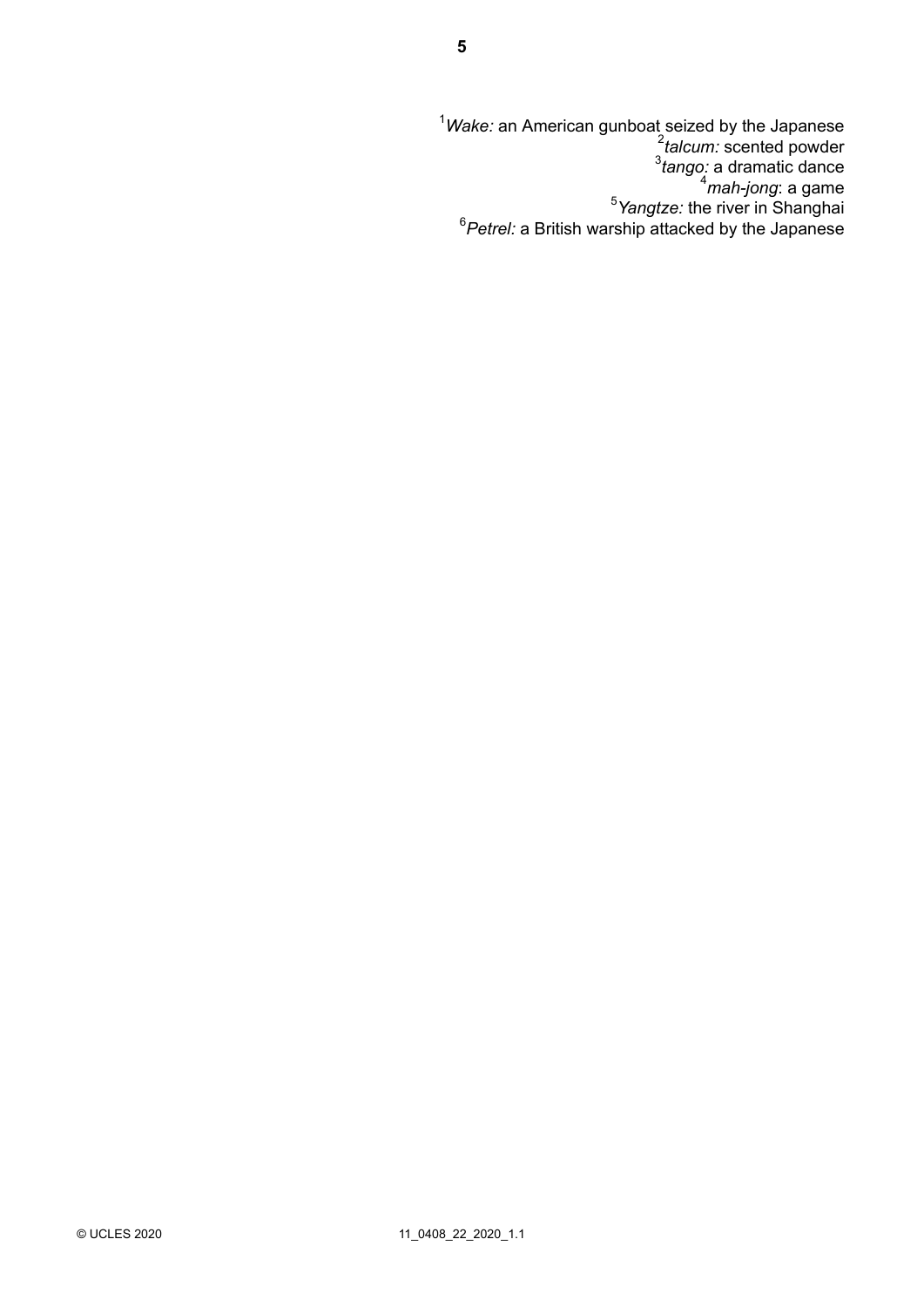[1]*Wake:* an American gunboat seized by the Japanese
[2]*talcum:* scented powder
[3]*tango:* a dramatic dance
[4]*mah-jong*: a game
[5]*Yangtze:* the river in Shanghai
[6]*Petrel:* a British warship attacked by the Japanese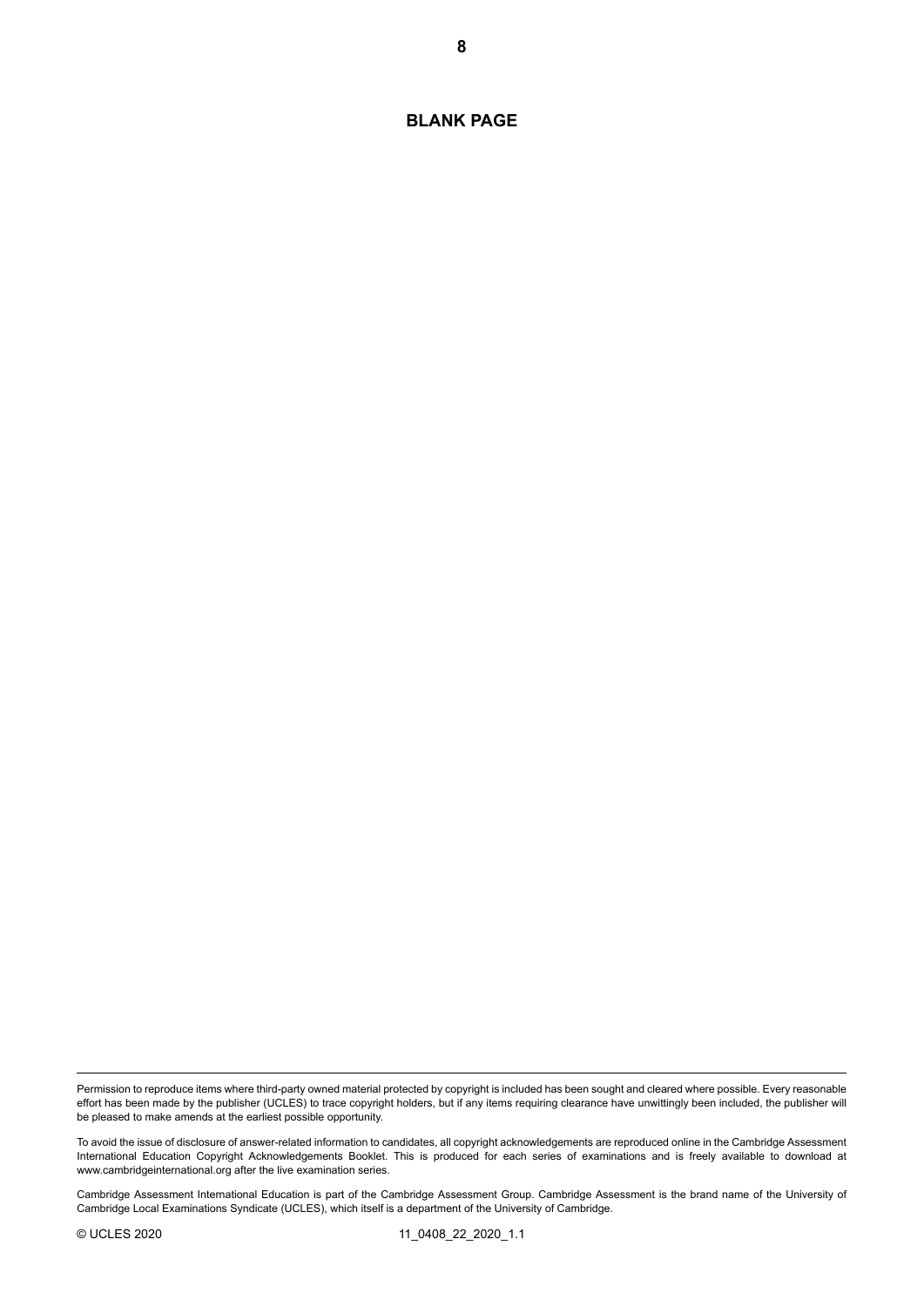**BLANK PAGE**

Permission to reproduce items where third-party owned material protected by copyright is included has been sought and cleared where possible. Every reasonable effort has been made by the publisher (UCLES) to trace copyright holders, but if any items requiring clearance have unwittingly been included, the publisher will be pleased to make amends at the earliest possible opportunity.

To avoid the issue of disclosure of answer-related information to candidates, all copyright acknowledgements are reproduced online in the Cambridge Assessment International Education Copyright Acknowledgements Booklet. This is produced for each series of examinations and is freely available to download at www.cambridgeinternational.org after the live examination series.

Cambridge Assessment International Education is part of the Cambridge Assessment Group. Cambridge Assessment is the brand name of the University of Cambridge Local Examinations Syndicate (UCLES), which itself is a department of the University of Cambridge.